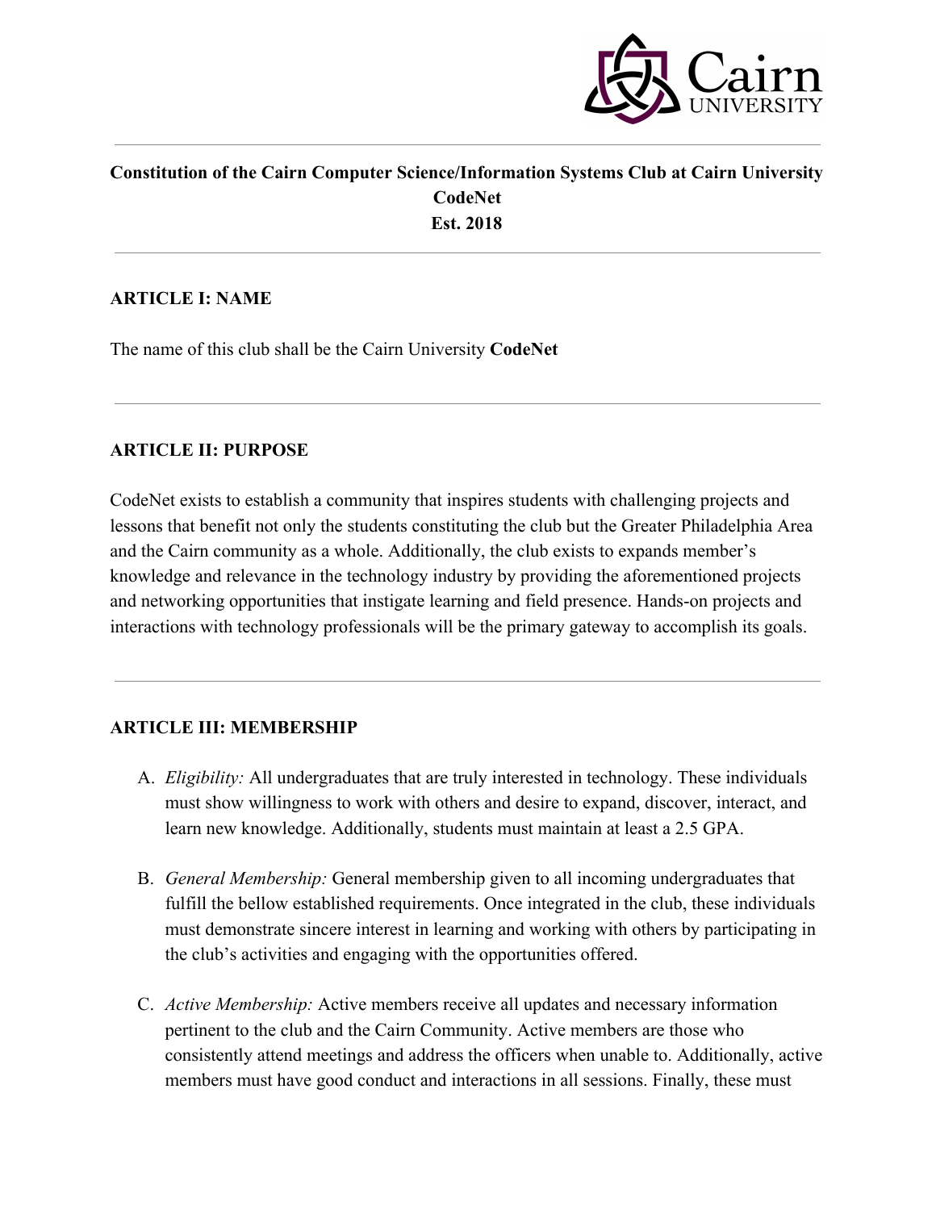**Constitution of the Cairn Computer Science/Information Systems Club at Cairn University**
**CodeNet**
**Est. 2018**

---

## ARTICLE I: NAME

The name of this club shall be the Cairn University **CodeNet**

---

## ARTICLE II: PURPOSE

CodeNet exists to establish a community that inspires students with challenging projects and lessons that benefit not only the students constituting the club but the Greater Philadelphia Area and the Cairn community as a whole. Additionally, the club exists to expands member's knowledge and relevance in the technology industry by providing the aforementioned projects and networking opportunities that instigate learning and field presence. Hands-on projects and interactions with technology professionals will be the primary gateway to accomplish its goals.

---

## ARTICLE III: MEMBERSHIP

A. *Eligibility:* All undergraduates that are truly interested in technology. These individuals must show willingness to work with others and desire to expand, discover, interact, and learn new knowledge. Additionally, students must maintain at least a 2.5 GPA.

B. *General Membership:* General membership given to all incoming undergraduates that fulfill the bellow established requirements. Once integrated in the club, these individuals must demonstrate sincere interest in learning and working with others by participating in the club's activities and engaging with the opportunities offered.

C. *Active Membership:* Active members receive all updates and necessary information pertinent to the club and the Cairn Community. Active members are those who consistently attend meetings and address the officers when unable to. Additionally, active members must have good conduct and interactions in all sessions. Finally, these must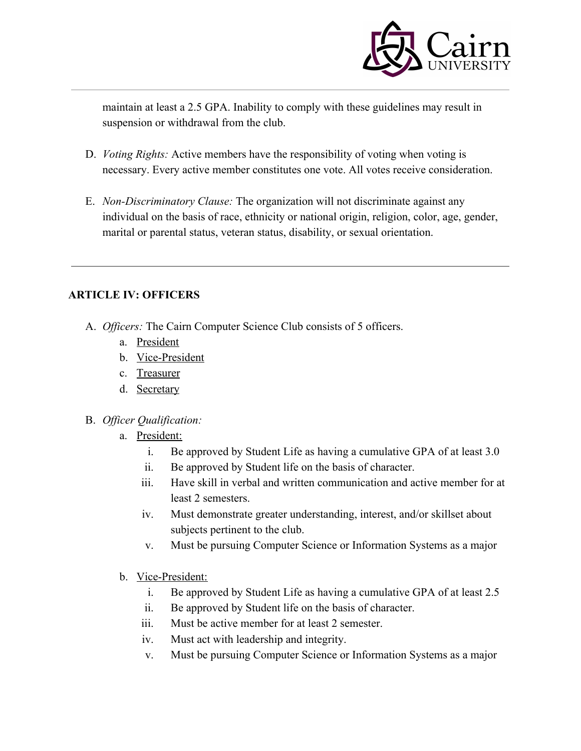maintain at least a 2.5 GPA. Inability to comply with these guidelines may result in suspension or withdrawal from the club.

D. *Voting Rights:* Active members have the responsibility of voting when voting is necessary. Every active member constitutes one vote. All votes receive consideration.

E. *Non-Discriminatory Clause:* The organization will not discriminate against any individual on the basis of race, ethnicity or national origin, religion, color, age, gender, marital or parental status, veteran status, disability, or sexual orientation.

---

**ARTICLE IV: OFFICERS**

A. *Officers:* The Cairn Computer Science Club consists of 5 officers.
   a. President
   b. Vice-President
   c. Treasurer
   d. Secretary

B. *Officer Qualification:*
   a. President:
      i. Be approved by Student Life as having a cumulative GPA of at least 3.0
      ii. Be approved by Student life on the basis of character.
      iii. Have skill in verbal and written communication and active member for at least 2 semesters.
      iv. Must demonstrate greater understanding, interest, and/or skillset about subjects pertinent to the club.
      v. Must be pursuing Computer Science or Information Systems as a major

   b. Vice-President:
      i. Be approved by Student Life as having a cumulative GPA of at least 2.5
      ii. Be approved by Student life on the basis of character.
      iii. Must be active member for at least 2 semester.
      iv. Must act with leadership and integrity.
      v. Must be pursuing Computer Science or Information Systems as a major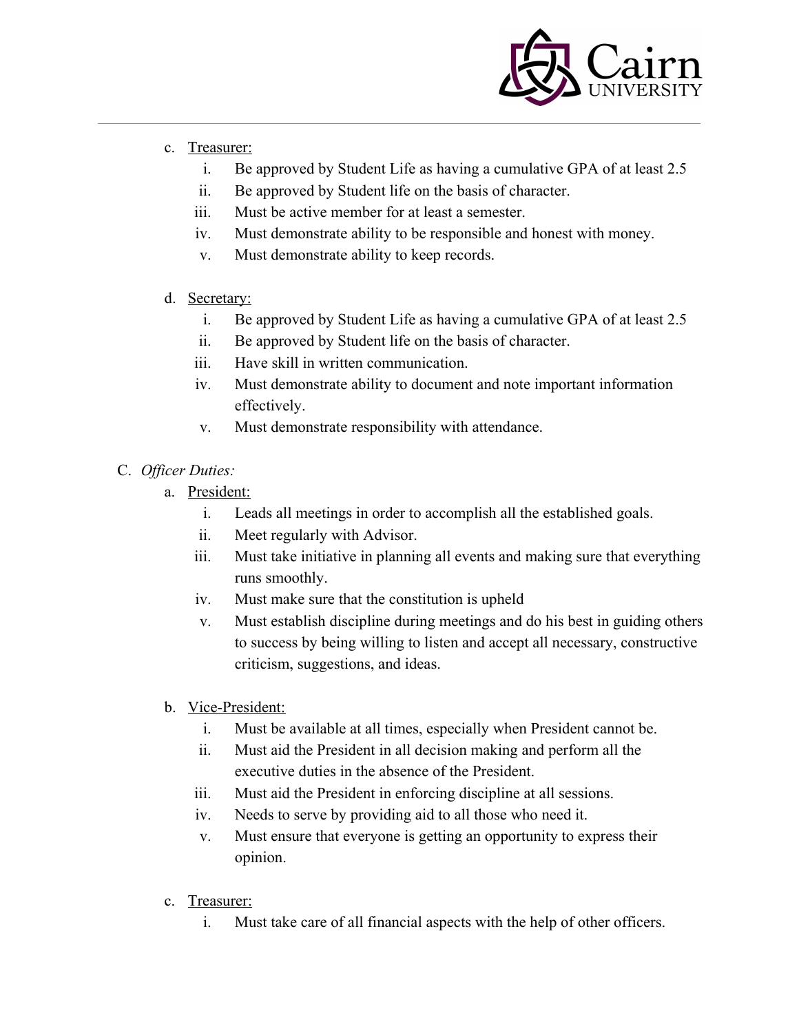c. <u>Treasurer:</u>
   i. Be approved by Student Life as having a cumulative GPA of at least 2.5
   ii. Be approved by Student life on the basis of character.
   iii. Must be active member for at least a semester.
   iv. Must demonstrate ability to be responsible and honest with money.
   v. Must demonstrate ability to keep records.

d. <u>Secretary:</u>
   i. Be approved by Student Life as having a cumulative GPA of at least 2.5
   ii. Be approved by Student life on the basis of character.
   iii. Have skill in written communication.
   iv. Must demonstrate ability to document and note important information effectively.
   v. Must demonstrate responsibility with attendance.

C. *Officer Duties:*

a. <u>President:</u>
   i. Leads all meetings in order to accomplish all the established goals.
   ii. Meet regularly with Advisor.
   iii. Must take initiative in planning all events and making sure that everything runs smoothly.
   iv. Must make sure that the constitution is upheld
   v. Must establish discipline during meetings and do his best in guiding others to success by being willing to listen and accept all necessary, constructive criticism, suggestions, and ideas.

b. <u>Vice-President:</u>
   i. Must be available at all times, especially when President cannot be.
   ii. Must aid the President in all decision making and perform all the executive duties in the absence of the President.
   iii. Must aid the President in enforcing discipline at all sessions.
   iv. Needs to serve by providing aid to all those who need it.
   v. Must ensure that everyone is getting an opportunity to express their opinion.

c. <u>Treasurer:</u>
   i. Must take care of all financial aspects with the help of other officers.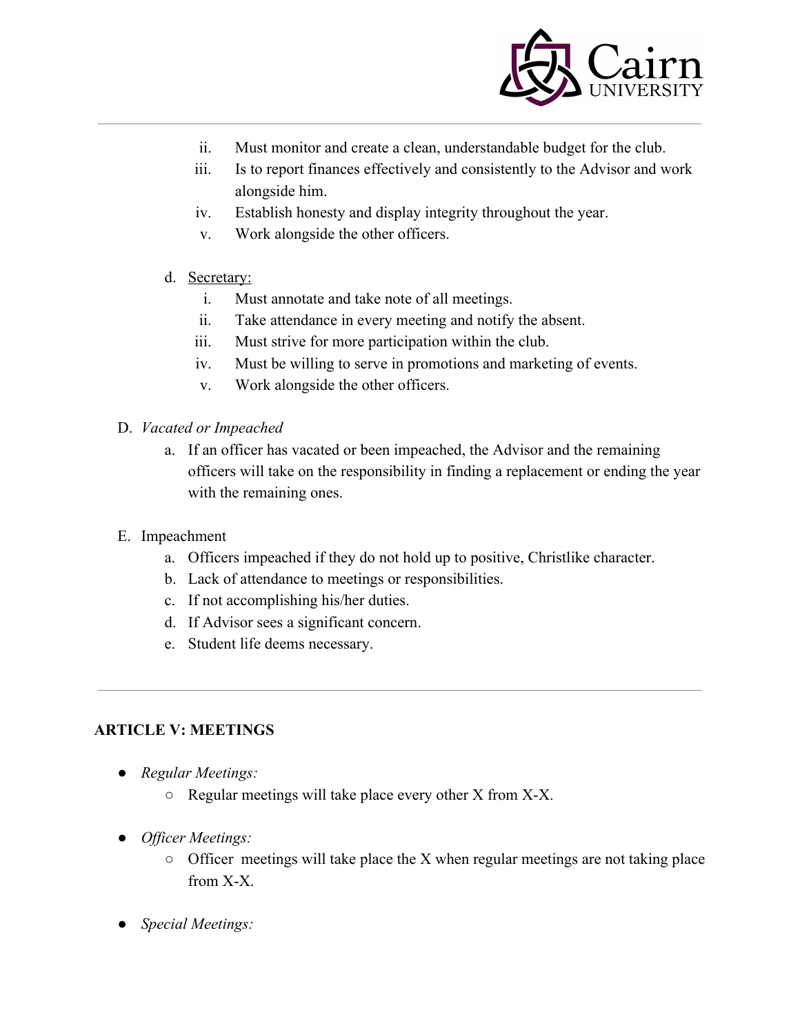ii. Must monitor and create a clean, understandable budget for the club.
   iii. Is to report finances effectively and consistently to the Advisor and work alongside him.
   iv. Establish honesty and display integrity throughout the year.
   v. Work alongside the other officers.

d. Secretary:
   i. Must annotate and take note of all meetings.
   ii. Take attendance in every meeting and notify the absent.
   iii. Must strive for more participation within the club.
   iv. Must be willing to serve in promotions and marketing of events.
   v. Work alongside the other officers.

D. *Vacated or Impeached*
   a. If an officer has vacated or been impeached, the Advisor and the remaining officers will take on the responsibility in finding a replacement or ending the year with the remaining ones.

E. Impeachment
   a. Officers impeached if they do not hold up to positive, Christlike character.
   b. Lack of attendance to meetings or responsibilities.
   c. If not accomplishing his/her duties.
   d. If Advisor sees a significant concern.
   e. Student life deems necessary.

---

**ARTICLE V: MEETINGS**

- *Regular Meetings:*
  - Regular meetings will take place every other X from X-X.
- *Officer Meetings:*
  - Officer meetings will take place the X when regular meetings are not taking place from X-X.
- *Special Meetings:*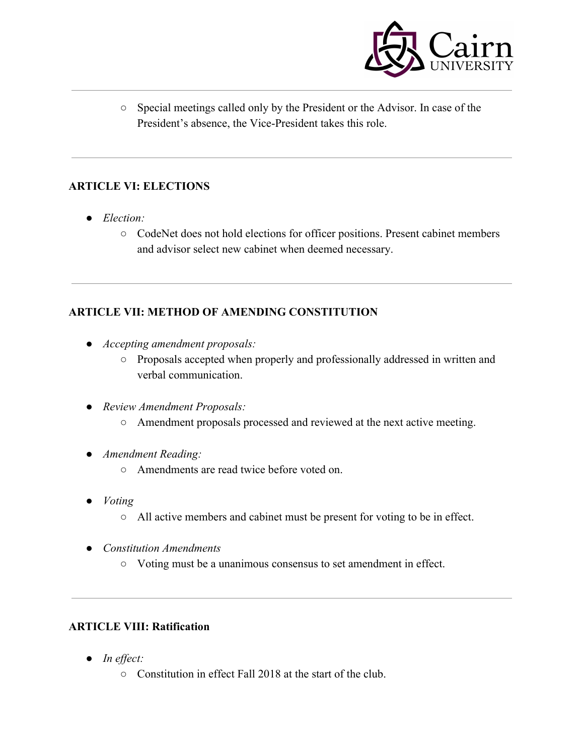- Special meetings called only by the President or the Advisor. In case of the President's absence, the Vice-President takes this role.

---

**ARTICLE VI: ELECTIONS**

- *Election:*
  - CodeNet does not hold elections for officer positions. Present cabinet members and advisor select new cabinet when deemed necessary.

---

**ARTICLE VII: METHOD OF AMENDING CONSTITUTION**

- *Accepting amendment proposals:*
  - Proposals accepted when properly and professionally addressed in written and verbal communication.

- *Review Amendment Proposals:*
  - Amendment proposals processed and reviewed at the next active meeting.

- *Amendment Reading:*
  - Amendments are read twice before voted on.

- *Voting*
  - All active members and cabinet must be present for voting to be in effect.

- *Constitution Amendments*
  - Voting must be a unanimous consensus to set amendment in effect.

---

**ARTICLE VIII: Ratification**

- *In effect:*
  - Constitution in effect Fall 2018 at the start of the club.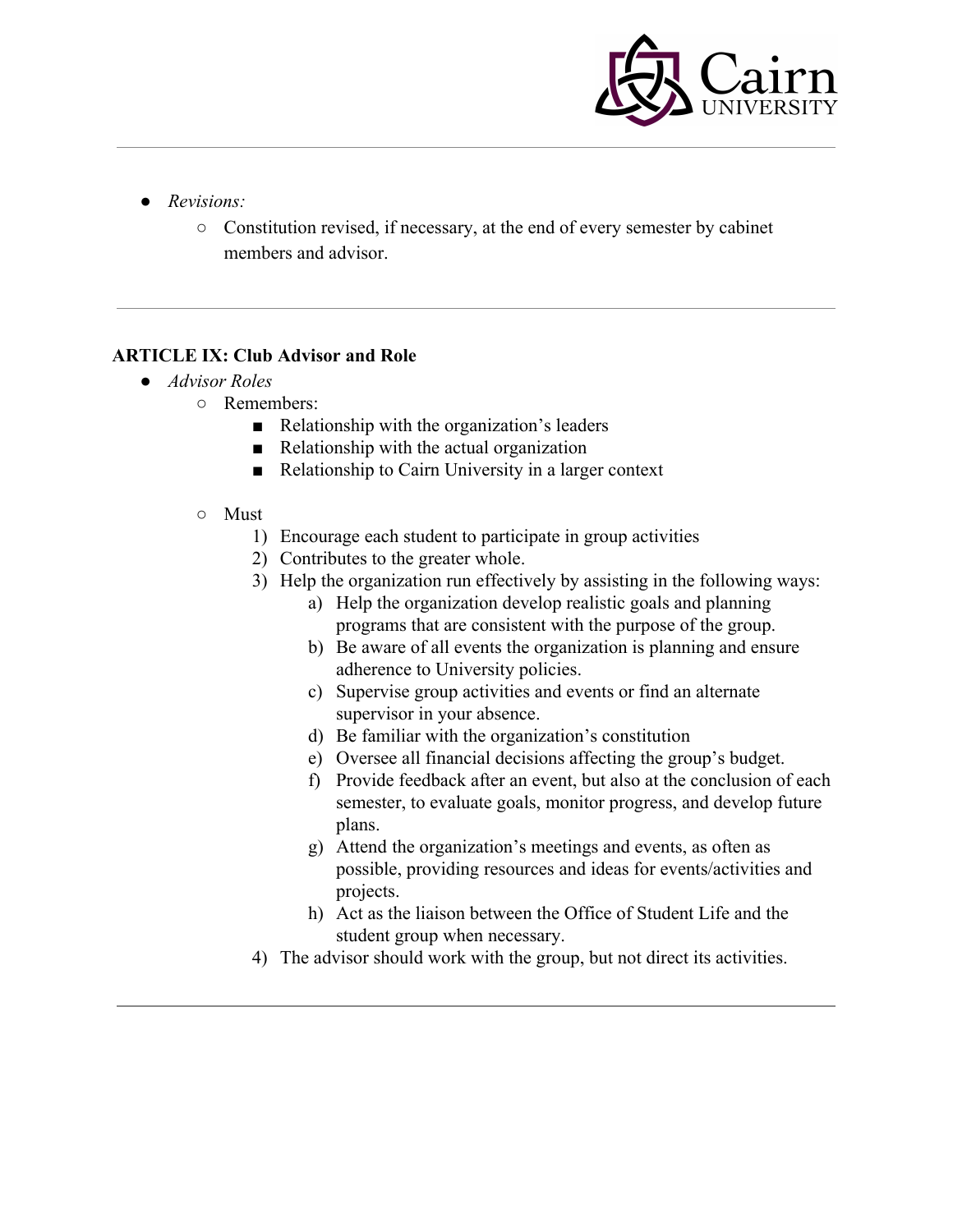- *Revisions:*
    - Constitution revised, if necessary, at the end of every semester by cabinet members and advisor.

---

**ARTICLE IX: Club Advisor and Role**

- *Advisor Roles*
    - Remembers:
        - Relationship with the organization's leaders
        - Relationship with the actual organization
        - Relationship to Cairn University in a larger context
    - Must
        1) Encourage each student to participate in group activities
        2) Contributes to the greater whole.
        3) Help the organization run effectively by assisting in the following ways:
            a) Help the organization develop realistic goals and planning programs that are consistent with the purpose of the group.
            b) Be aware of all events the organization is planning and ensure adherence to University policies.
            c) Supervise group activities and events or find an alternate supervisor in your absence.
            d) Be familiar with the organization's constitution
            e) Oversee all financial decisions affecting the group's budget.
            f) Provide feedback after an event, but also at the conclusion of each semester, to evaluate goals, monitor progress, and develop future plans.
            g) Attend the organization's meetings and events, as often as possible, providing resources and ideas for events/activities and projects.
            h) Act as the liaison between the Office of Student Life and the student group when necessary.
        4) The advisor should work with the group, but not direct its activities.